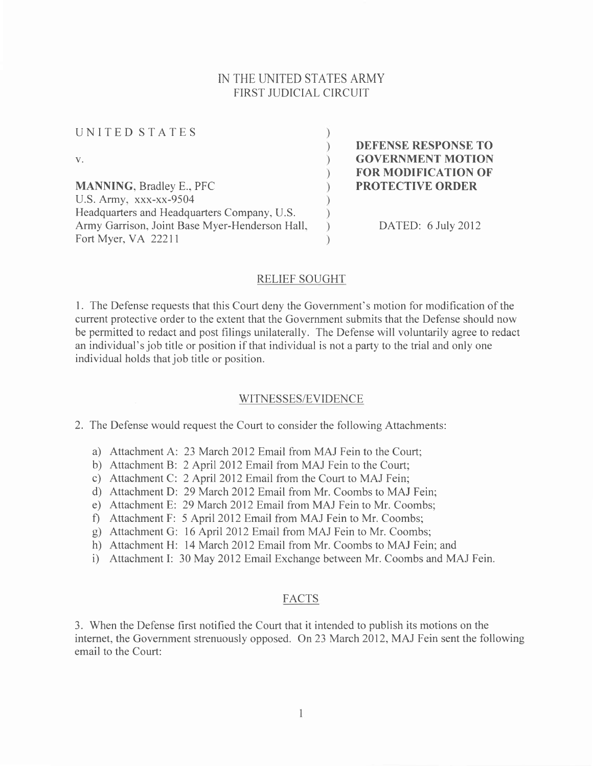IN THE UNITED STATES ARMY
FIRST JUDICIAL CIRCUIT

| | | |
|---|---|---|
| UNITED STATES | ) | **DEFENSE RESPONSE TO GOVERNMENT MOTION FOR MODIFICATION OF PROTECTIVE ORDER** |
| v. | ) | |
| **MANNING**, Bradley E., PFC | ) | |
| U.S. Army, xxx-xx-9504 | ) | |
| Headquarters and Headquarters Company, U.S. Army Garrison, Joint Base Myer-Henderson Hall, | ) | DATED: 6 July 2012 |
| Fort Myer, VA 22211 | ) | |

## RELIEF SOUGHT

1. The Defense requests that this Court deny the Government's motion for modification of the current protective order to the extent that the Government submits that the Defense should now be permitted to redact and post filings unilaterally. The Defense will voluntarily agree to redact an individual's job title or position if that individual is not a party to the trial and only one individual holds that job title or position.

## WITNESSES/EVIDENCE

2. The Defense would request the Court to consider the following Attachments:

a) Attachment A: 23 March 2012 Email from MAJ Fein to the Court;
b) Attachment B: 2 April 2012 Email from MAJ Fein to the Court;
c) Attachment C: 2 April 2012 Email from the Court to MAJ Fein;
d) Attachment D: 29 March 2012 Email from Mr. Coombs to MAJ Fein;
e) Attachment E: 29 March 2012 Email from MAJ Fein to Mr. Coombs;
f) Attachment F: 5 April 2012 Email from MAJ Fein to Mr. Coombs;
g) Attachment G: 16 April 2012 Email from MAJ Fein to Mr. Coombs;
h) Attachment H: 14 March 2012 Email from Mr. Coombs to MAJ Fein; and
i) Attachment I: 30 May 2012 Email Exchange between Mr. Coombs and MAJ Fein.

## FACTS

3. When the Defense first notified the Court that it intended to publish its motions on the internet, the Government strenuously opposed. On 23 March 2012, MAJ Fein sent the following email to the Court: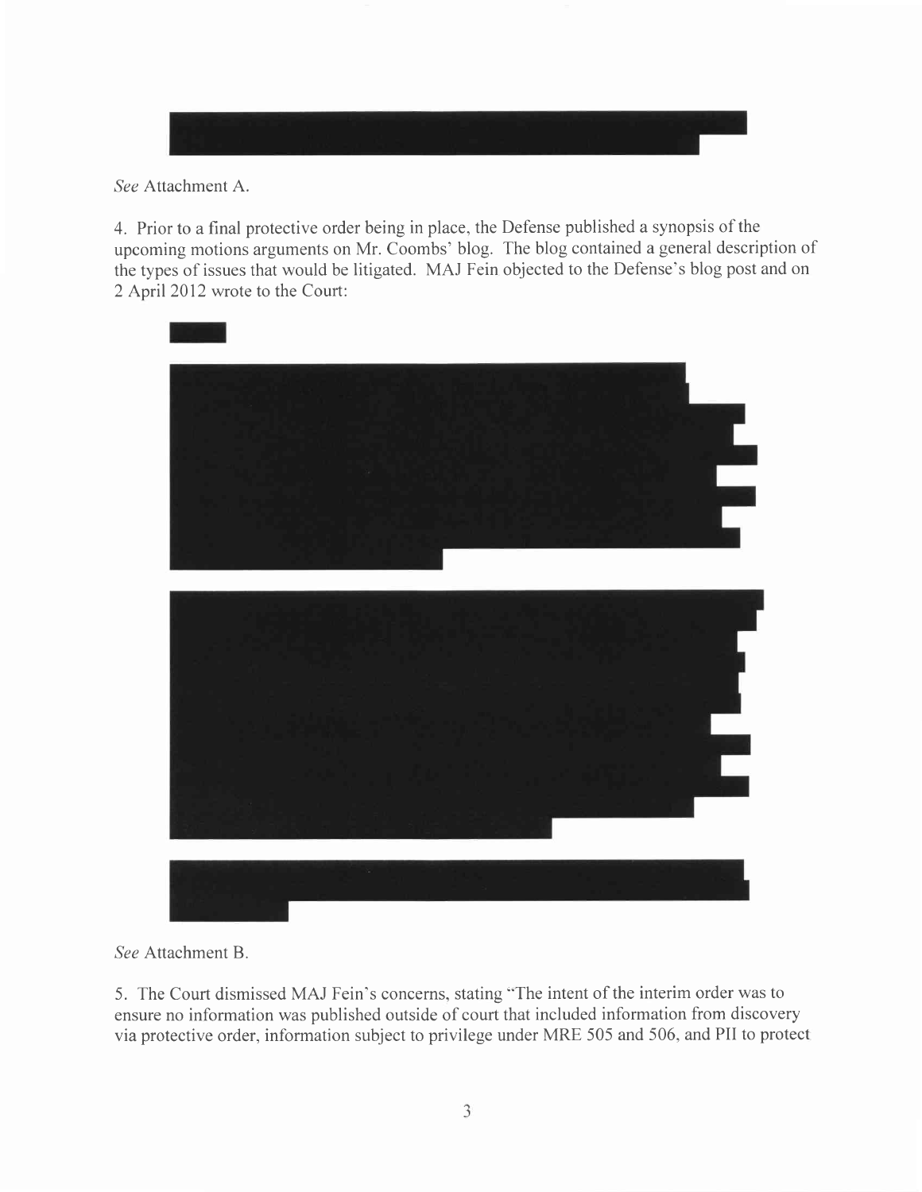See Attachment A.

4. Prior to a final protective order being in place, the Defense published a synopsis of the upcoming motions arguments on Mr. Coombs' blog. The blog contained a general description of the types of issues that would be litigated. MAJ Fein objected to the Defense's blog post and on 2 April 2012 wrote to the Court:

See Attachment B.

5. The Court dismissed MAJ Fein's concerns, stating "The intent of the interim order was to ensure no information was published outside of court that included information from discovery via protective order, information subject to privilege under MRE 505 and 506, and PII to protect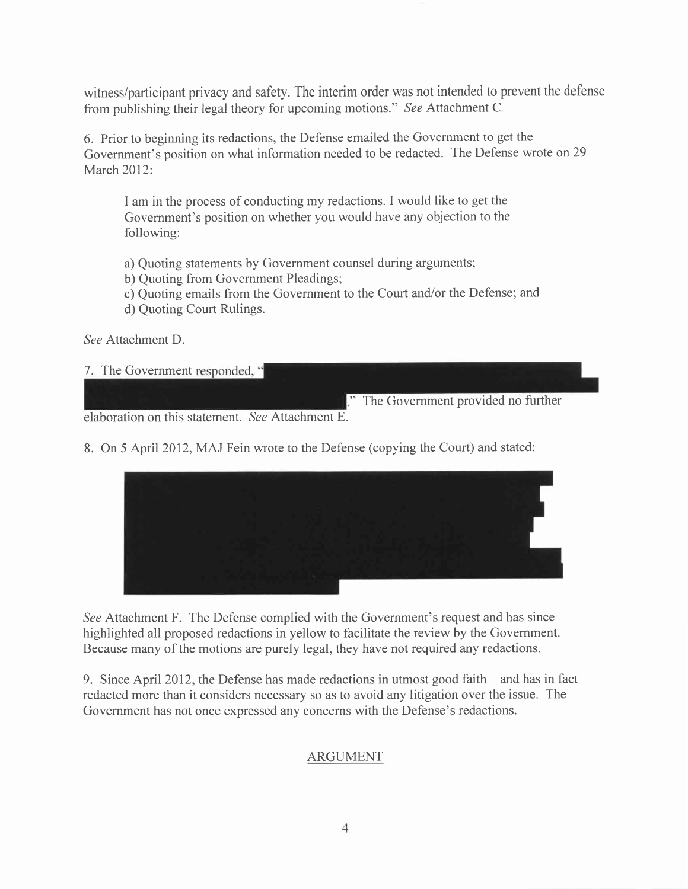witness/participant privacy and safety. The interim order was not intended to prevent the defense from publishing their legal theory for upcoming motions." *See* Attachment C.

6. Prior to beginning its redactions, the Defense emailed the Government to get the Government's position on what information needed to be redacted. The Defense wrote on 29 March 2012:

> I am in the process of conducting my redactions. I would like to get the Government's position on whether you would have any objection to the following:
>
> a) Quoting statements by Government counsel during arguments;
> b) Quoting from Government Pleadings;
> c) Quoting emails from the Government to the Court and/or the Defense; and
> d) Quoting Court Rulings.

*See* Attachment D.

7. The Government responded, "[REDACTED]." The Government provided no further elaboration on this statement. *See* Attachment E.

8. On 5 April 2012, MAJ Fein wrote to the Defense (copying the Court) and stated:

> [REDACTED]

*See* Attachment F. The Defense complied with the Government's request and has since highlighted all proposed redactions in yellow to facilitate the review by the Government. Because many of the motions are purely legal, they have not required any redactions.

9. Since April 2012, the Defense has made redactions in utmost good faith – and has in fact redacted more than it considers necessary so as to avoid any litigation over the issue. The Government has not once expressed any concerns with the Defense's redactions.

## ARGUMENT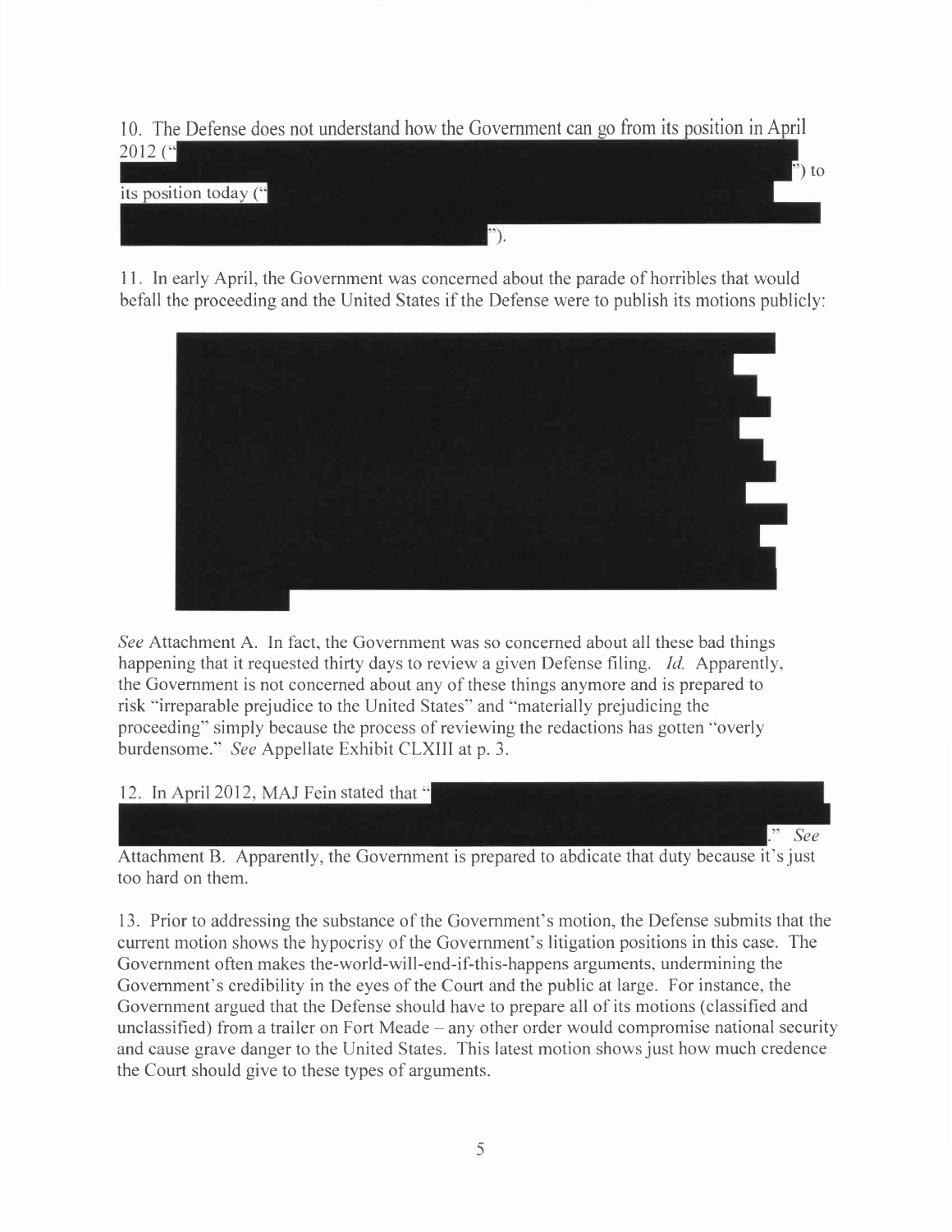10. The Defense does not understand how the Government can go from its position in April 2012 (" ") to its position today (" ").

11. In early April, the Government was concerned about the parade of horribles that would befall the proceeding and the United States if the Defense were to publish its motions publicly:

*See* Attachment A. In fact, the Government was so concerned about all these bad things happening that it requested thirty days to review a given Defense filing. *Id.* Apparently, the Government is not concerned about any of these things anymore and is prepared to risk "irreparable prejudice to the United States" and "materially prejudicing the proceeding" simply because the process of reviewing the redactions has gotten "overly burdensome." *See* Appellate Exhibit CLXIII at p. 3.

12. In April 2012, MAJ Fein stated that " ." *See* Attachment B. Apparently, the Government is prepared to abdicate that duty because it's just too hard on them.

13. Prior to addressing the substance of the Government's motion, the Defense submits that the current motion shows the hypocrisy of the Government's litigation positions in this case. The Government often makes the-world-will-end-if-this-happens arguments, undermining the Government's credibility in the eyes of the Court and the public at large. For instance, the Government argued that the Defense should have to prepare all of its motions (classified and unclassified) from a trailer on Fort Meade – any other order would compromise national security and cause grave danger to the United States. This latest motion shows just how much credence the Court should give to these types of arguments.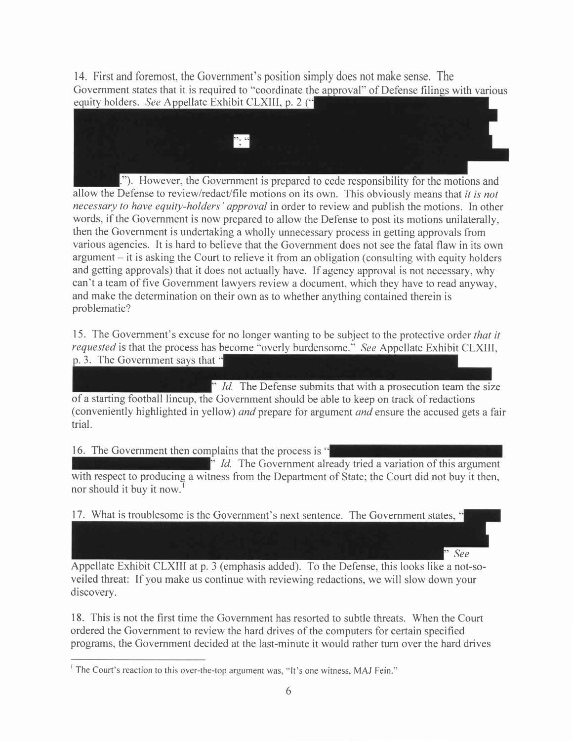14. First and foremost, the Government's position simply does not make sense. The Government states that it is required to "coordinate the approval" of Defense filings with various equity holders. *See* Appellate Exhibit CLXIII, p. 2 ("[REDACTED]"; "[REDACTED]."). However, the Government is prepared to cede responsibility for the motions and allow the Defense to review/redact/file motions on its own. This obviously means that *it is not necessary to have equity-holders' approval* in order to review and publish the motions. In other words, if the Government is now prepared to allow the Defense to post its motions unilaterally, then the Government is undertaking a wholly unnecessary process in getting approvals from various agencies. It is hard to believe that the Government does not see the fatal flaw in its own argument – it is asking the Court to relieve it from an obligation (consulting with equity holders and getting approvals) that it does not actually have. If agency approval is not necessary, why can't a team of five Government lawyers review a document, which they have to read anyway, and make the determination on their own as to whether anything contained therein is problematic?

15. The Government's excuse for no longer wanting to be subject to the protective order *that it requested* is that the process has become "overly burdensome." *See* Appellate Exhibit CLXIII, p. 3. The Government says that "[REDACTED]" *Id.* The Defense submits that with a prosecution team the size of a starting football lineup, the Government should be able to keep on track of redactions (conveniently highlighted in yellow) *and* prepare for argument *and* ensure the accused gets a fair trial.

16. The Government then complains that the process is "[REDACTED]" *Id.* The Government already tried a variation of this argument with respect to producing a witness from the Department of State; the Court did not buy it then, nor should it buy it now.[1]

17. What is troublesome is the Government's next sentence. The Government states, "[REDACTED]" *See* Appellate Exhibit CLXIII at p. 3 (emphasis added). To the Defense, this looks like a not-so-veiled threat: If you make us continue with reviewing redactions, we will slow down your discovery.

18. This is not the first time the Government has resorted to subtle threats. When the Court ordered the Government to review the hard drives of the computers for certain specified programs, the Government decided at the last-minute it would rather turn over the hard drives

---

[1] The Court's reaction to this over-the-top argument was, "It's one witness, MAJ Fein."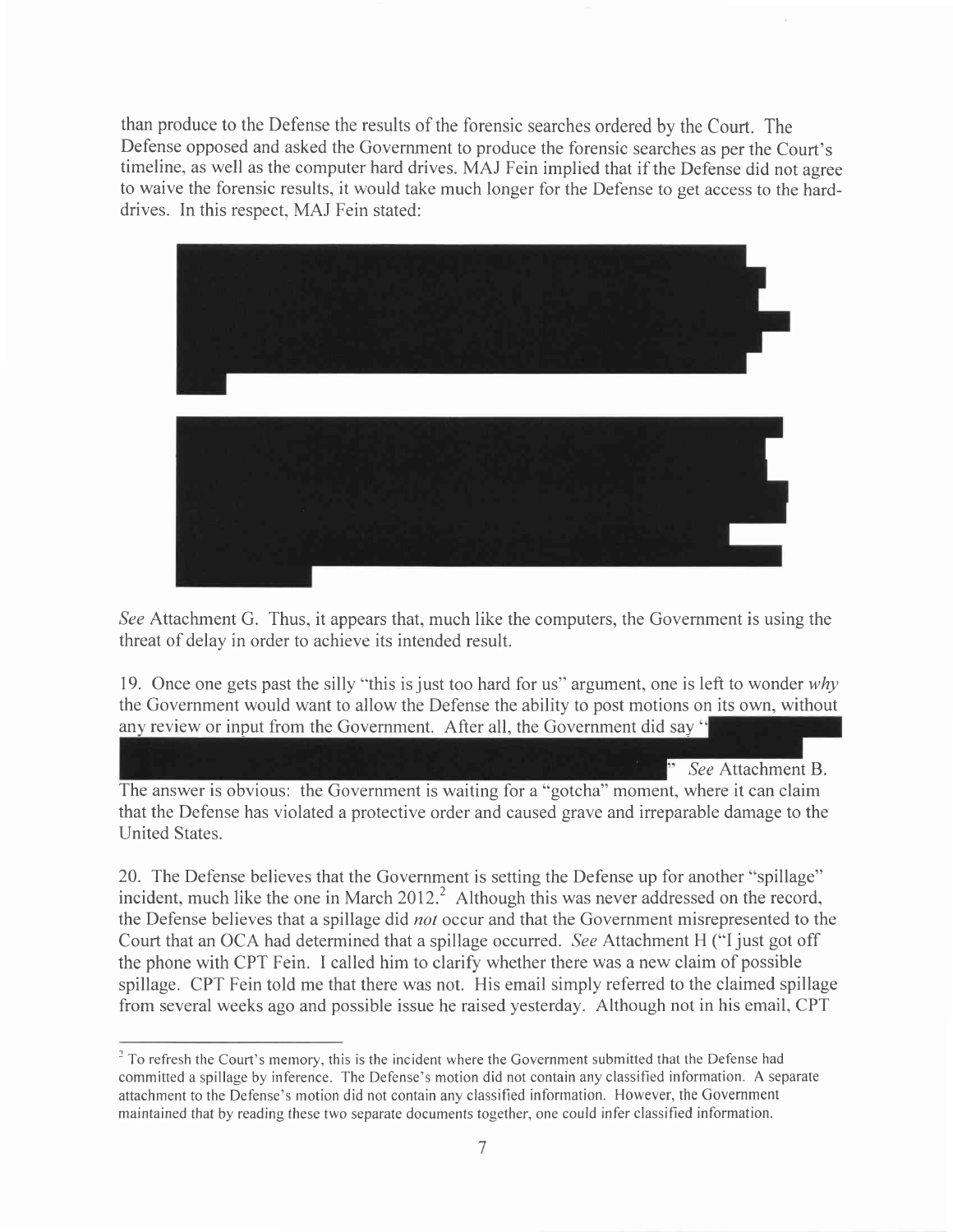than produce to the Defense the results of the forensic searches ordered by the Court. The Defense opposed and asked the Government to produce the forensic searches as per the Court's timeline, as well as the computer hard drives. MAJ Fein implied that if the Defense did not agree to waive the forensic results, it would take much longer for the Defense to get access to the hard-drives. In this respect, MAJ Fein stated:

*See* Attachment G. Thus, it appears that, much like the computers, the Government is using the threat of delay in order to achieve its intended result.

19. Once one gets past the silly "this is just too hard for us" argument, one is left to wonder *why* the Government would want to allow the Defense the ability to post motions on its own, without any review or input from the Government. After all, the Government did say " " *See* Attachment B. The answer is obvious: the Government is waiting for a "gotcha" moment, where it can claim that the Defense has violated a protective order and caused grave and irreparable damage to the United States.

20. The Defense believes that the Government is setting the Defense up for another "spillage" incident, much like the one in March 2012.[2] Although this was never addressed on the record, the Defense believes that a spillage did *not* occur and that the Government misrepresented to the Court that an OCA had determined that a spillage occurred. *See* Attachment H ("I just got off the phone with CPT Fein. I called him to clarify whether there was a new claim of possible spillage. CPT Fein told me that there was not. His email simply referred to the claimed spillage from several weeks ago and possible issue he raised yesterday. Although not in his email, CPT

[2] To refresh the Court's memory, this is the incident where the Government submitted that the Defense had committed a spillage by inference. The Defense's motion did not contain any classified information. A separate attachment to the Defense's motion did not contain any classified information. However, the Government maintained that by reading these two separate documents together, one could infer classified information.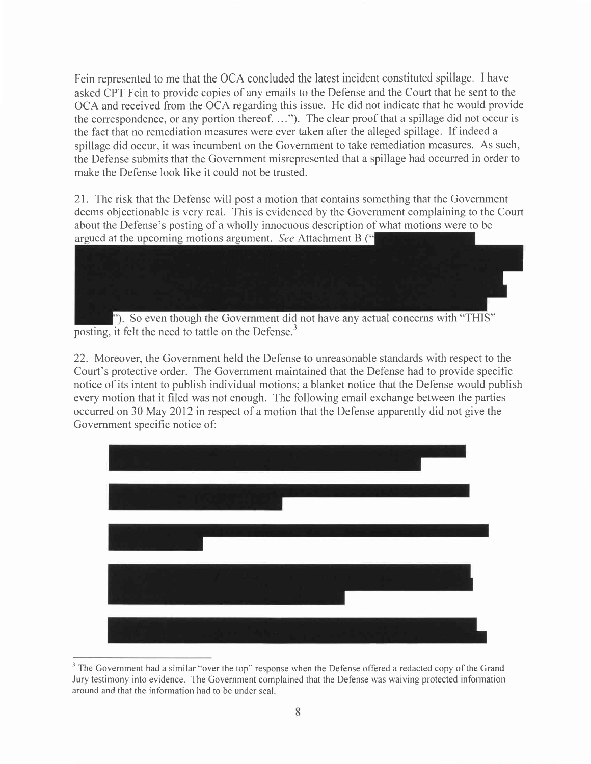Fein represented to me that the OCA concluded the latest incident constituted spillage. I have asked CPT Fein to provide copies of any emails to the Defense and the Court that he sent to the OCA and received from the OCA regarding this issue. He did not indicate that he would provide the correspondence, or any portion thereof. …"). The clear proof that a spillage did not occur is the fact that no remediation measures were ever taken after the alleged spillage. If indeed a spillage did occur, it was incumbent on the Government to take remediation measures. As such, the Defense submits that the Government misrepresented that a spillage had occurred in order to make the Defense look like it could not be trusted.

21. The risk that the Defense will post a motion that contains something that the Government deems objectionable is very real. This is evidenced by the Government complaining to the Court about the Defense's posting of a wholly innocuous description of what motions were to be argued at the upcoming motions argument. *See* Attachment B ("[REDACTED]"). So even though the Government did not have any actual concerns with "THIS" posting, it felt the need to tattle on the Defense.[3]

22. Moreover, the Government held the Defense to unreasonable standards with respect to the Court's protective order. The Government maintained that the Defense had to provide specific notice of its intent to publish individual motions; a blanket notice that the Defense would publish every motion that it filed was not enough. The following email exchange between the parties occurred on 30 May 2012 in respect of a motion that the Defense apparently did not give the Government specific notice of:

[REDACTED]

[3] The Government had a similar "over the top" response when the Defense offered a redacted copy of the Grand Jury testimony into evidence. The Government complained that the Defense was waiving protected information around and that the information had to be under seal.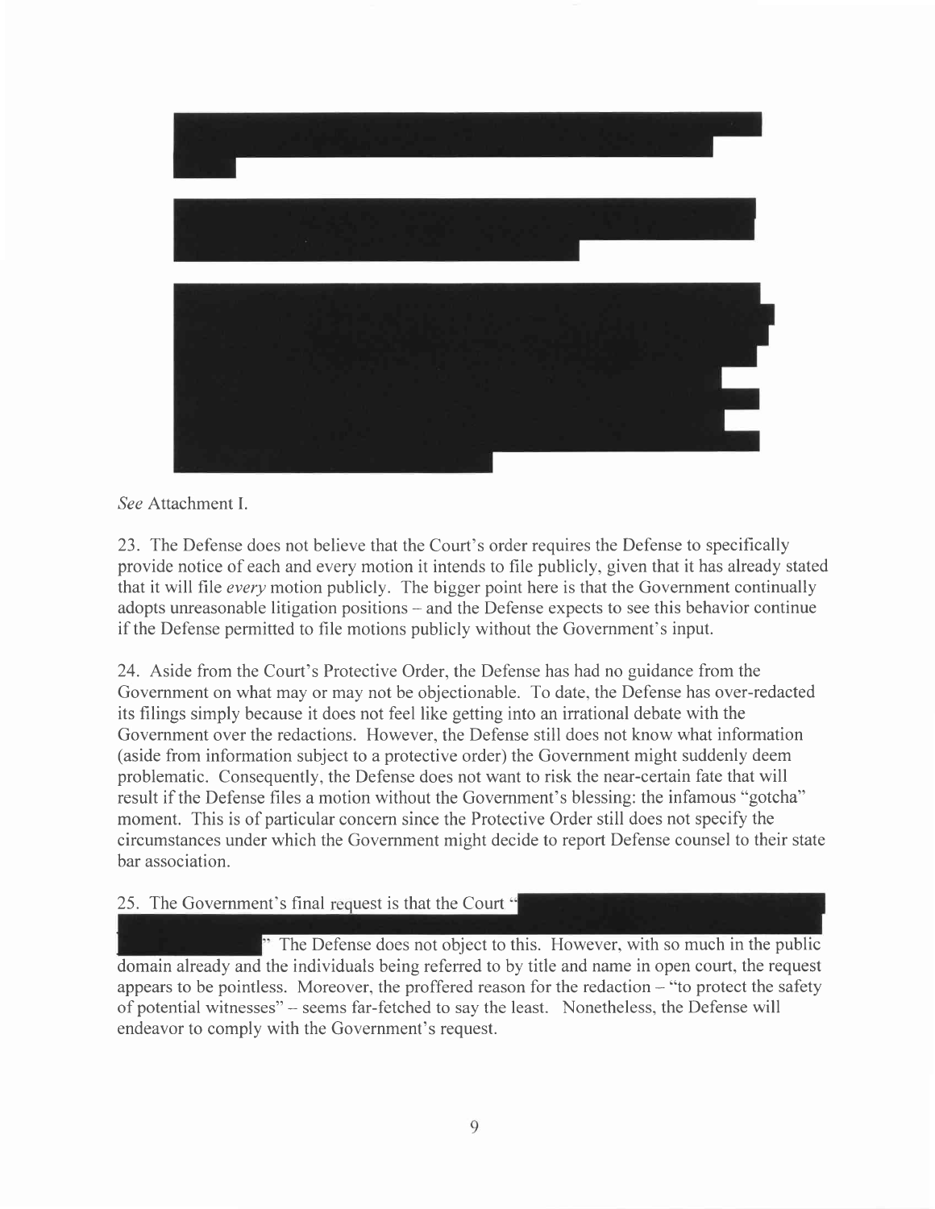*See* Attachment I.

23. The Defense does not believe that the Court's order requires the Defense to specifically provide notice of each and every motion it intends to file publicly, given that it has already stated that it will file *every* motion publicly. The bigger point here is that the Government continually adopts unreasonable litigation positions – and the Defense expects to see this behavior continue if the Defense permitted to file motions publicly without the Government's input.

24. Aside from the Court's Protective Order, the Defense has had no guidance from the Government on what may or may not be objectionable. To date, the Defense has over-redacted its filings simply because it does not feel like getting into an irrational debate with the Government over the redactions. However, the Defense still does not know what information (aside from information subject to a protective order) the Government might suddenly deem problematic. Consequently, the Defense does not want to risk the near-certain fate that will result if the Defense files a motion without the Government's blessing: the infamous "gotcha" moment. This is of particular concern since the Protective Order still does not specify the circumstances under which the Government might decide to report Defense counsel to their state bar association.

25. The Government's final request is that the Court " " The Defense does not object to this. However, with so much in the public domain already and the individuals being referred to by title and name in open court, the request appears to be pointless. Moreover, the proffered reason for the redaction – "to protect the safety of potential witnesses" – seems far-fetched to say the least. Nonetheless, the Defense will endeavor to comply with the Government's request.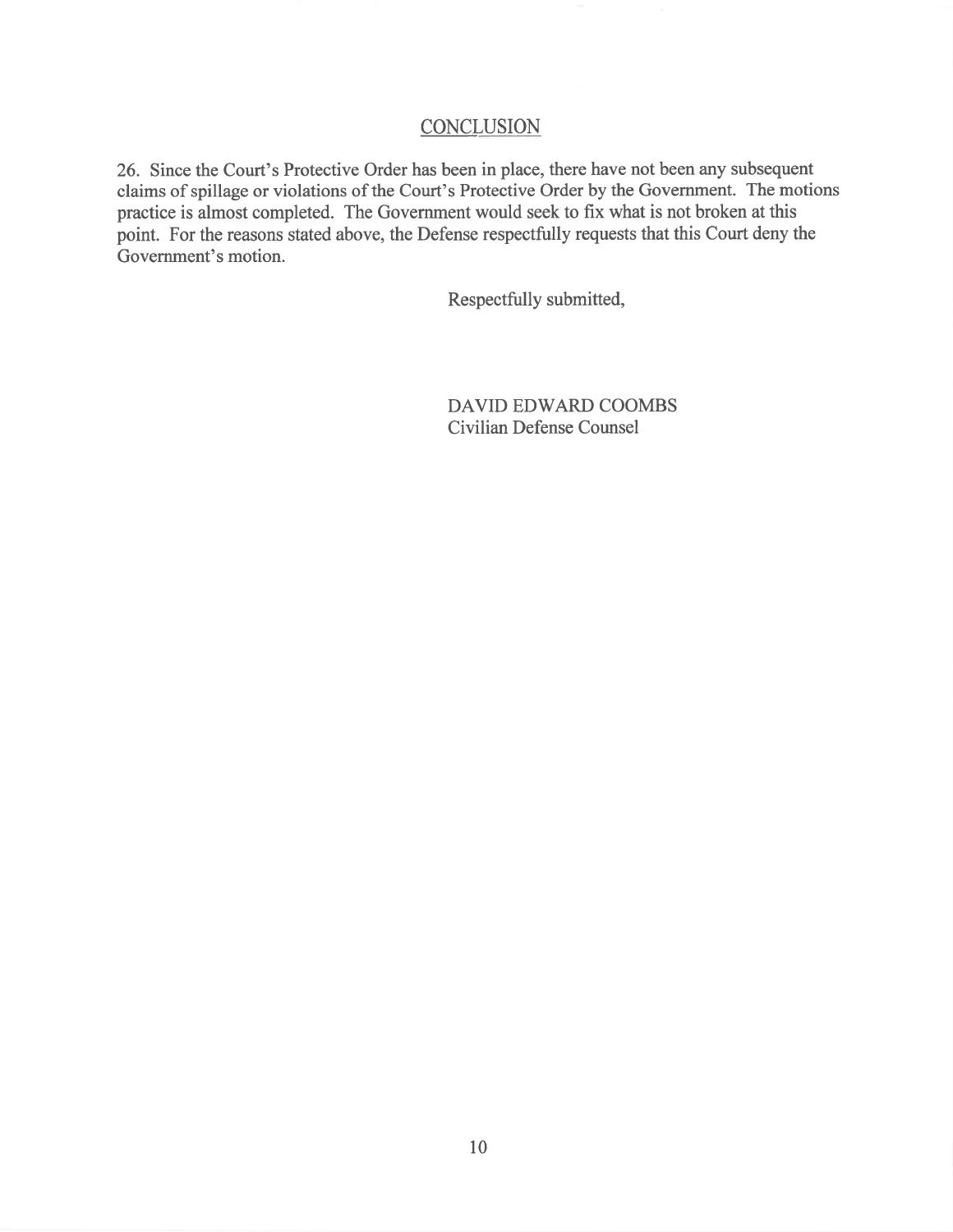## CONCLUSION

26. Since the Court's Protective Order has been in place, there have not been any subsequent claims of spillage or violations of the Court's Protective Order by the Government. The motions practice is almost completed. The Government would seek to fix what is not broken at this point. For the reasons stated above, the Defense respectfully requests that this Court deny the Government's motion.

Respectfully submitted,

DAVID EDWARD COOMBS
Civilian Defense Counsel